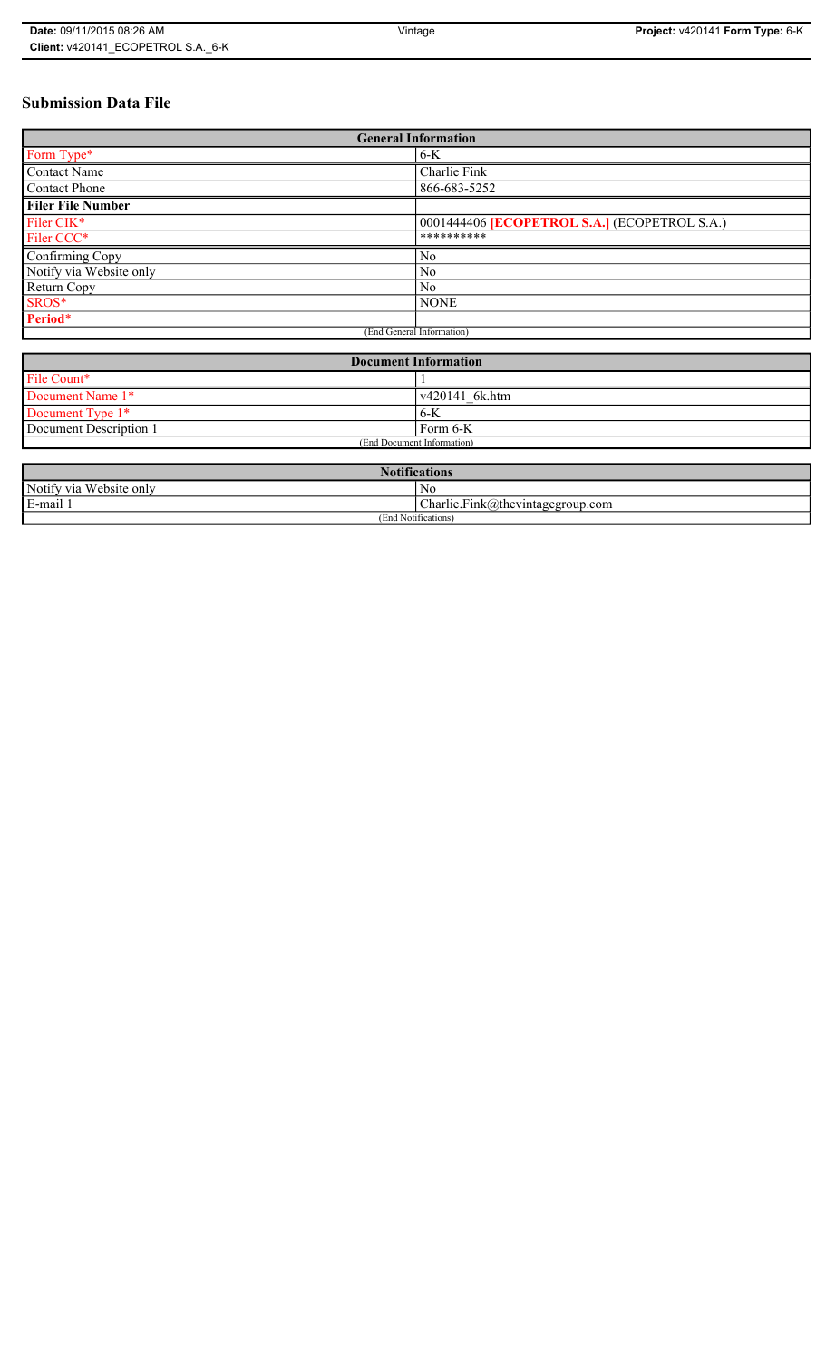# Submission Data File

| General Information | |
|---|---|
| Form Type* | 6-K |
| Contact Name | Charlie Fink |
| Contact Phone | 866-683-5252 |
| **Filer File Number** | |
| Filer CIK* | 0001444406 **[ECOPETROL S.A.]** (ECOPETROL S.A.) |
| Filer CCC* | ********** |
| Confirming Copy | No |
| Notify via Website only | No |
| Return Copy | No |
| SROS* | NONE |
| **Period*** | |
| (End General Information) | |

| Document Information | |
|---|---|
| File Count* | 1 |
| Document Name 1* | v420141_6k.htm |
| Document Type 1* | 6-K |
| Document Description 1 | Form 6-K |
| (End Document Information) | |

| Notifications | |
|---|---|
| Notify via Website only | No |
| E-mail 1 | Charlie.Fink@thevintagegroup.com |
| (End Notifications) | |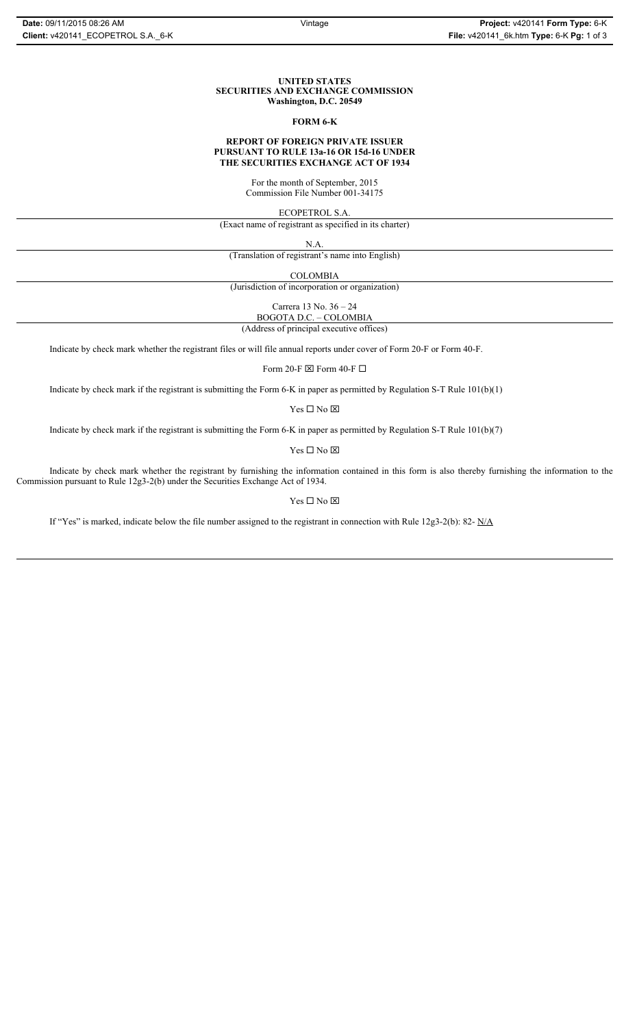**UNITED STATES**
**SECURITIES AND EXCHANGE COMMISSION**
**Washington, D.C. 20549**

**FORM 6-K**

**REPORT OF FOREIGN PRIVATE ISSUER**
**PURSUANT TO RULE 13a-16 OR 15d-16 UNDER**
**THE SECURITIES EXCHANGE ACT OF 1934**

For the month of September, 2015
Commission File Number 001-34175

ECOPETROL S.A.
(Exact name of registrant as specified in its charter)

N.A.
(Translation of registrant's name into English)

COLOMBIA
(Jurisdiction of incorporation or organization)

Carrera 13 No. 36 – 24
BOGOTA D.C. – COLOMBIA
(Address of principal executive offices)

Indicate by check mark whether the registrant files or will file annual reports under cover of Form 20-F or Form 40-F.

Form 20-F ☒ Form 40-F ☐

Indicate by check mark if the registrant is submitting the Form 6-K in paper as permitted by Regulation S-T Rule 101(b)(1)

Yes ☐ No ☒

Indicate by check mark if the registrant is submitting the Form 6-K in paper as permitted by Regulation S-T Rule 101(b)(7)

Yes ☐ No ☒

Indicate by check mark whether the registrant by furnishing the information contained in this form is also thereby furnishing the information to the Commission pursuant to Rule 12g3-2(b) under the Securities Exchange Act of 1934.

Yes ☐ No ☒

If "Yes" is marked, indicate below the file number assigned to the registrant in connection with Rule 12g3-2(b): 82- N/A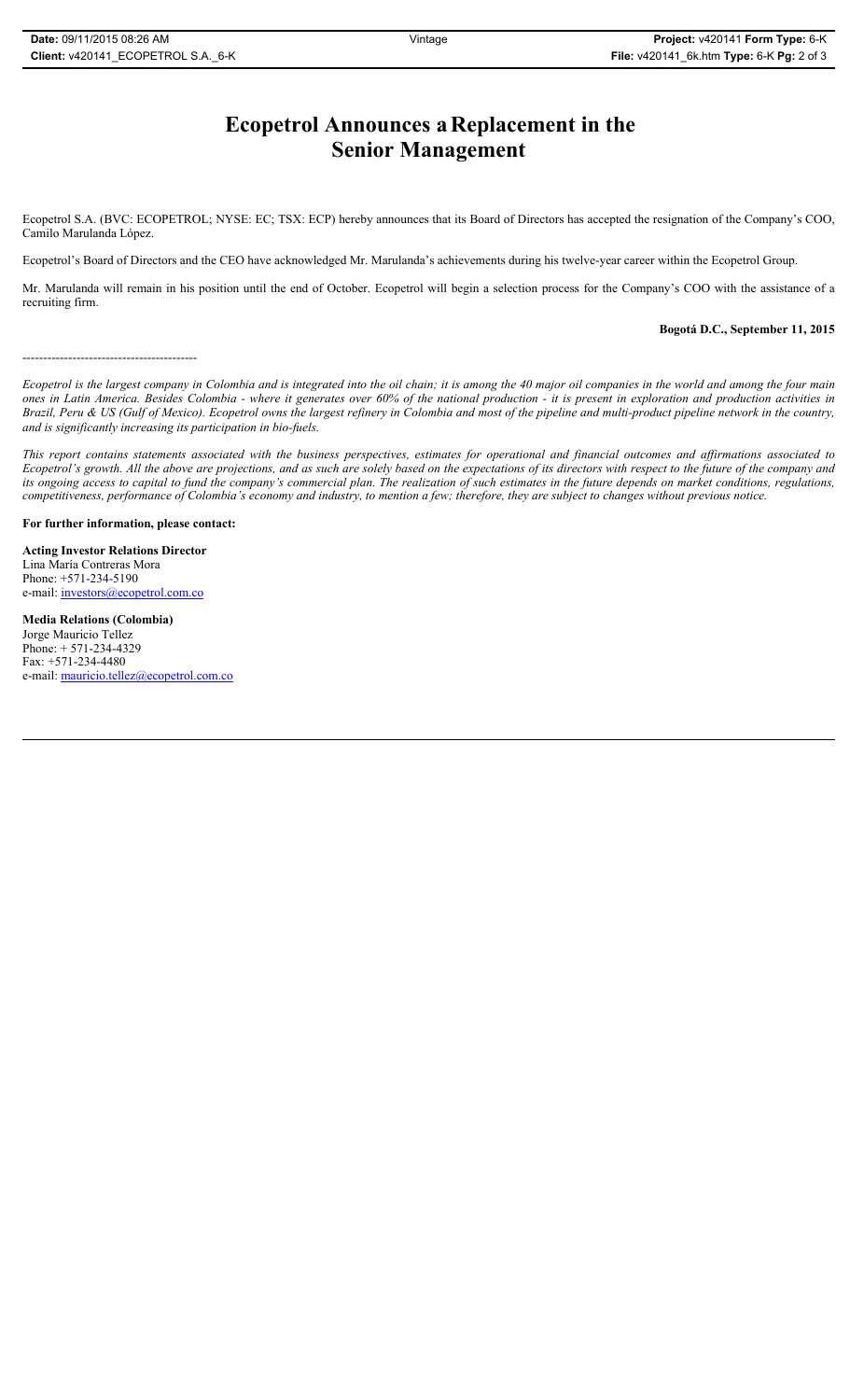# Ecopetrol Announces a Replacement in the Senior Management

Ecopetrol S.A. (BVC: ECOPETROL; NYSE: EC; TSX: ECP) hereby announces that its Board of Directors has accepted the resignation of the Company's COO, Camilo Marulanda López.

Ecopetrol's Board of Directors and the CEO have acknowledged Mr. Marulanda's achievements during his twelve-year career within the Ecopetrol Group.

Mr. Marulanda will remain in his position until the end of October. Ecopetrol will begin a selection process for the Company's COO with the assistance of a recruiting firm.

**Bogotá D.C., September 11, 2015**

------------------------------------------

*Ecopetrol is the largest company in Colombia and is integrated into the oil chain; it is among the 40 major oil companies in the world and among the four main ones in Latin America. Besides Colombia - where it generates over 60% of the national production - it is present in exploration and production activities in Brazil, Peru & US (Gulf of Mexico). Ecopetrol owns the largest refinery in Colombia and most of the pipeline and multi-product pipeline network in the country, and is significantly increasing its participation in bio-fuels.*

*This report contains statements associated with the business perspectives, estimates for operational and financial outcomes and affirmations associated to Ecopetrol's growth. All the above are projections, and as such are solely based on the expectations of its directors with respect to the future of the company and its ongoing access to capital to fund the company's commercial plan. The realization of such estimates in the future depends on market conditions, regulations, competitiveness, performance of Colombia's economy and industry, to mention a few; therefore, they are subject to changes without previous notice.*

**For further information, please contact:**

**Acting Investor Relations Director**
Lina María Contreras Mora
Phone: +571-234-5190
e-mail: investors@ecopetrol.com.co

**Media Relations (Colombia)**
Jorge Mauricio Tellez
Phone: + 571-234-4329
Fax: +571-234-4480
e-mail: mauricio.tellez@ecopetrol.com.co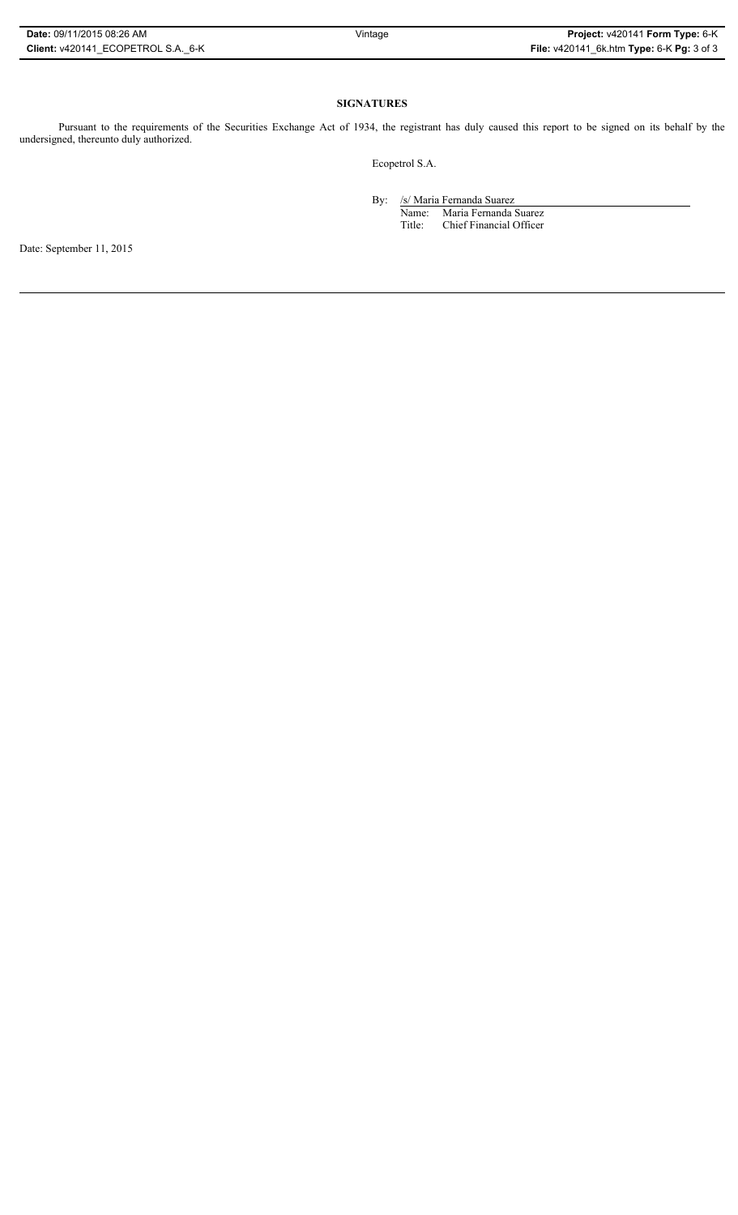## SIGNATURES

Pursuant to the requirements of the Securities Exchange Act of 1934, the registrant has duly caused this report to be signed on its behalf by the undersigned, thereunto duly authorized.

Ecopetrol S.A.

By: /s/ Maria Fernanda Suarez

Name: Maria Fernanda Suarez

Title: Chief Financial Officer

Date: September 11, 2015